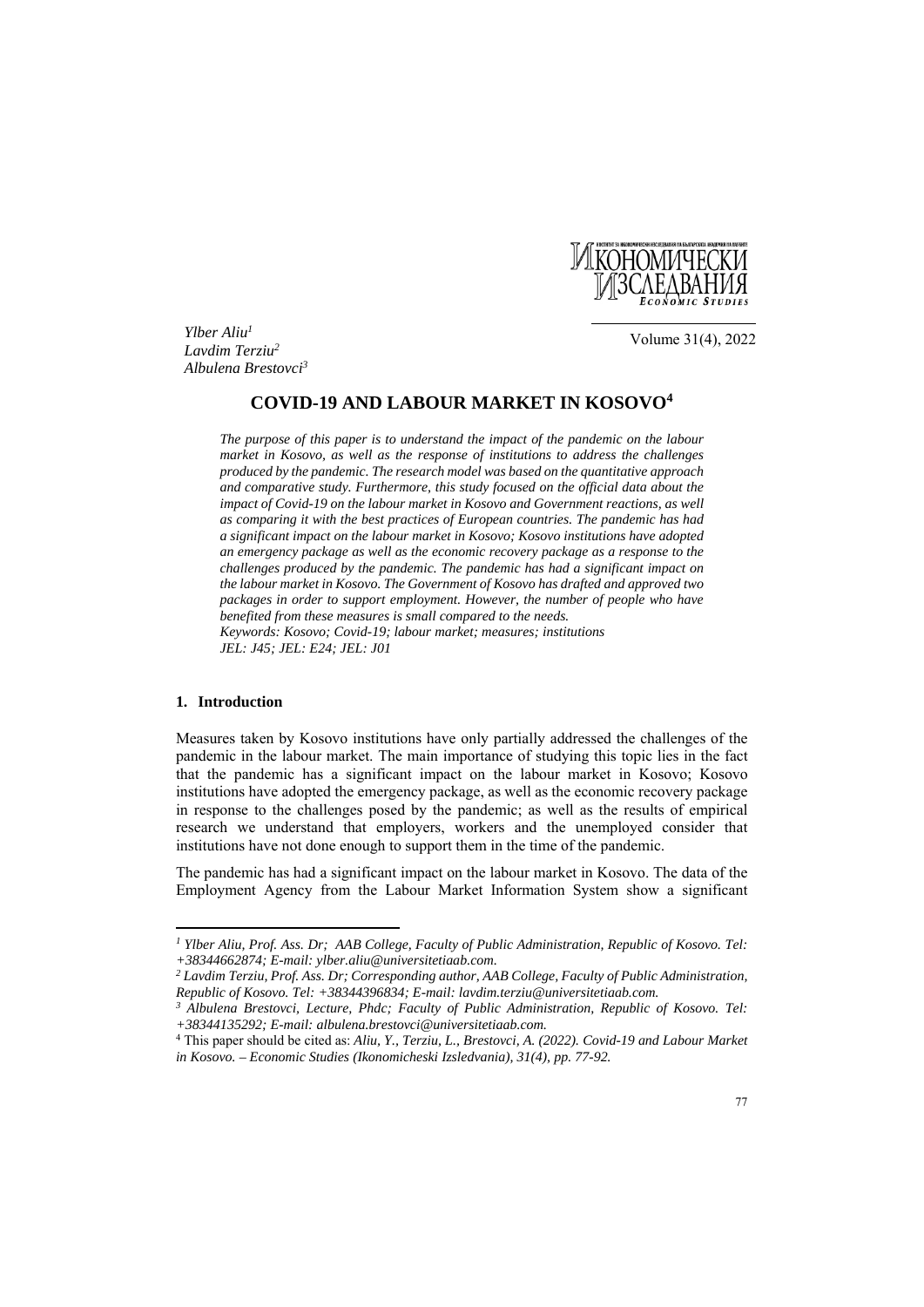*Ylber Aliu*[1]
*Lavdim Terziu*[2]
*Albulena Brestovci*[3]

# COVID-19 AND LABOUR MARKET IN KOSOVO[4]

*The purpose of this paper is to understand the impact of the pandemic on the labour market in Kosovo, as well as the response of institutions to address the challenges produced by the pandemic. The research model was based on the quantitative approach and comparative study. Furthermore, this study focused on the official data about the impact of Covid-19 on the labour market in Kosovo and Government reactions, as well as comparing it with the best practices of European countries. The pandemic has had a significant impact on the labour market in Kosovo; Kosovo institutions have adopted an emergency package as well as the economic recovery package as a response to the challenges produced by the pandemic. The pandemic has had a significant impact on the labour market in Kosovo. The Government of Kosovo has drafted and approved two packages in order to support employment. However, the number of people who have benefited from these measures is small compared to the needs.*

*Keywords: Kosovo; Covid-19; labour market; measures; institutions*

*JEL: J45; JEL: E24; JEL: J01*

## 1. Introduction

Measures taken by Kosovo institutions have only partially addressed the challenges of the pandemic in the labour market. The main importance of studying this topic lies in the fact that the pandemic has a significant impact on the labour market in Kosovo; Kosovo institutions have adopted the emergency package, as well as the economic recovery package in response to the challenges posed by the pandemic; as well as the results of empirical research we understand that employers, workers and the unemployed consider that institutions have not done enough to support them in the time of the pandemic.

The pandemic has had a significant impact on the labour market in Kosovo. The data of the Employment Agency from the Labour Market Information System show a significant

---

[1] *Ylber Aliu, Prof. Ass. Dr; AAB College, Faculty of Public Administration, Republic of Kosovo. Tel: +38344662874; E-mail: ylber.aliu@universitetiaab.com.*

[2] *Lavdim Terziu, Prof. Ass. Dr; Corresponding author, AAB College, Faculty of Public Administration, Republic of Kosovo. Tel: +38344396834; E-mail: lavdim.terziu@universitetiaab.com.*

[3] *Albulena Brestovci, Lecture, Phdc; Faculty of Public Administration, Republic of Kosovo. Tel: +38344135292; E-mail: albulena.brestovci@universitetiaab.com.*

[4] This paper should be cited as: *Aliu, Y., Terziu, L., Brestovci, A. (2022). Covid-19 and Labour Market in Kosovo. – Economic Studies (Ikonomicheski Izsledvania), 31(4), pp. 77-92.*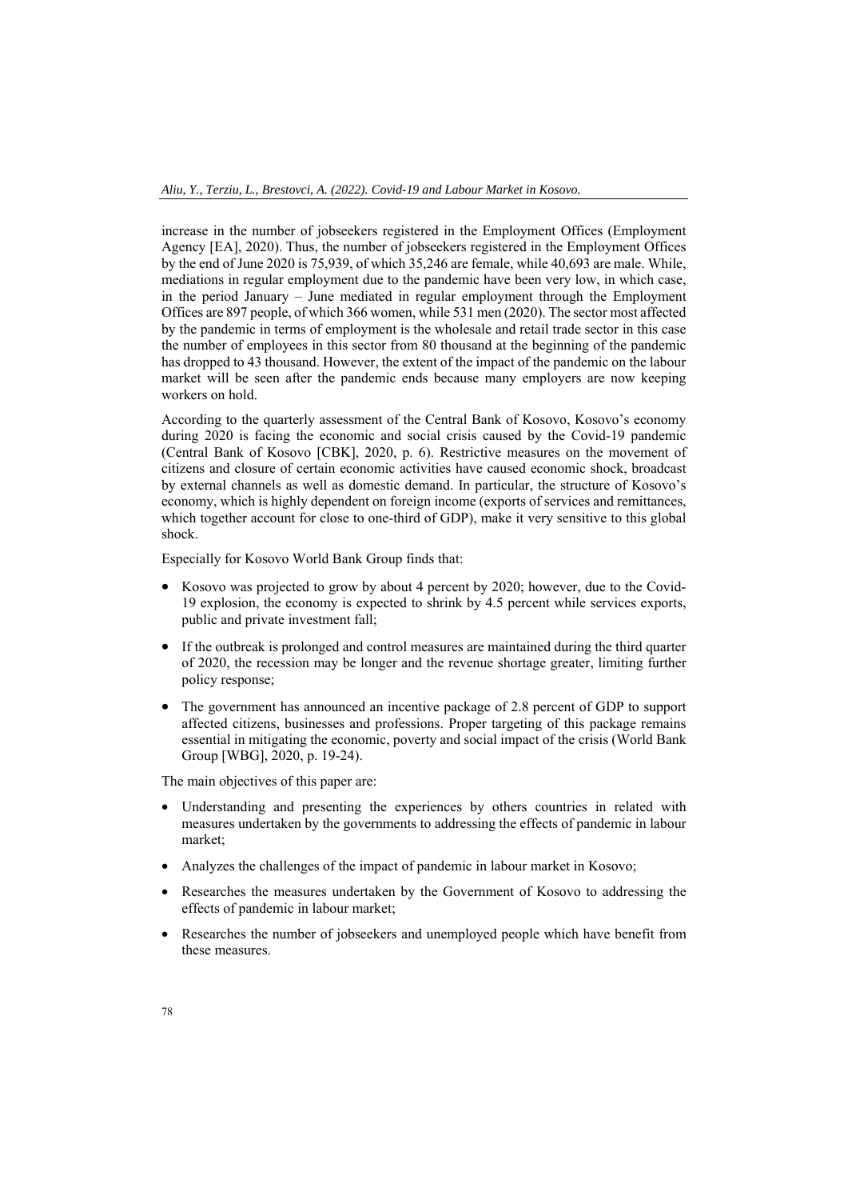increase in the number of jobseekers registered in the Employment Offices (Employment Agency [EA], 2020). Thus, the number of jobseekers registered in the Employment Offices by the end of June 2020 is 75,939, of which 35,246 are female, while 40,693 are male. While, mediations in regular employment due to the pandemic have been very low, in which case, in the period January – June mediated in regular employment through the Employment Offices are 897 people, of which 366 women, while 531 men (2020). The sector most affected by the pandemic in terms of employment is the wholesale and retail trade sector in this case the number of employees in this sector from 80 thousand at the beginning of the pandemic has dropped to 43 thousand. However, the extent of the impact of the pandemic on the labour market will be seen after the pandemic ends because many employers are now keeping workers on hold.

According to the quarterly assessment of the Central Bank of Kosovo, Kosovo's economy during 2020 is facing the economic and social crisis caused by the Covid-19 pandemic (Central Bank of Kosovo [CBK], 2020, p. 6). Restrictive measures on the movement of citizens and closure of certain economic activities have caused economic shock, broadcast by external channels as well as domestic demand. In particular, the structure of Kosovo's economy, which is highly dependent on foreign income (exports of services and remittances, which together account for close to one-third of GDP), make it very sensitive to this global shock.

Especially for Kosovo World Bank Group finds that:

- Kosovo was projected to grow by about 4 percent by 2020; however, due to the Covid-19 explosion, the economy is expected to shrink by 4.5 percent while services exports, public and private investment fall;
- If the outbreak is prolonged and control measures are maintained during the third quarter of 2020, the recession may be longer and the revenue shortage greater, limiting further policy response;
- The government has announced an incentive package of 2.8 percent of GDP to support affected citizens, businesses and professions. Proper targeting of this package remains essential in mitigating the economic, poverty and social impact of the crisis (World Bank Group [WBG], 2020, p. 19-24).

The main objectives of this paper are:

- Understanding and presenting the experiences by others countries in related with measures undertaken by the governments to addressing the effects of pandemic in labour market;
- Analyzes the challenges of the impact of pandemic in labour market in Kosovo;
- Researches the measures undertaken by the Government of Kosovo to addressing the effects of pandemic in labour market;
- Researches the number of jobseekers and unemployed people which have benefit from these measures.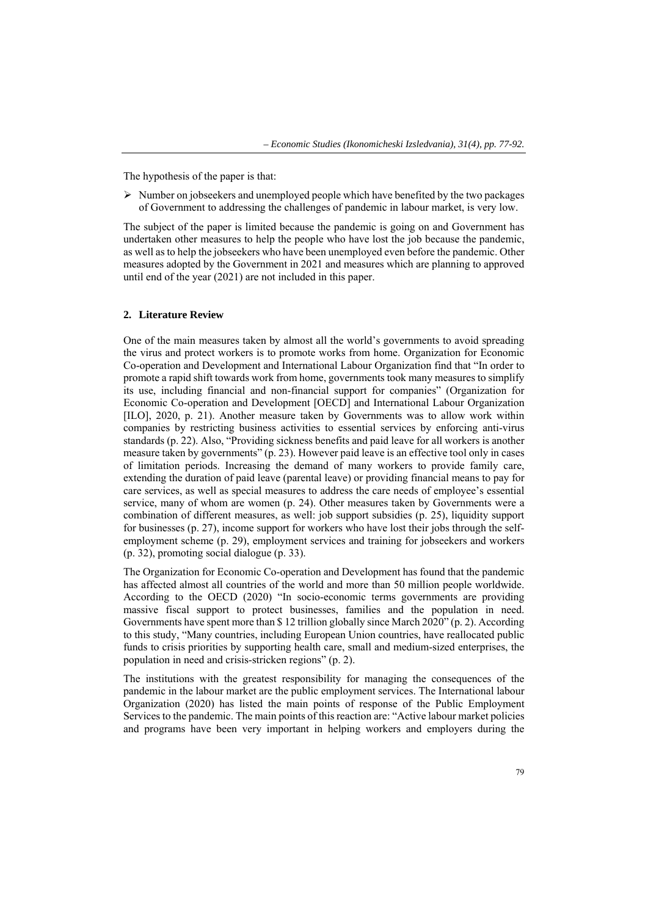The hypothesis of the paper is that:

- Number on jobseekers and unemployed people which have benefited by the two packages of Government to addressing the challenges of pandemic in labour market, is very low.

The subject of the paper is limited because the pandemic is going on and Government has undertaken other measures to help the people who have lost the job because the pandemic, as well as to help the jobseekers who have been unemployed even before the pandemic. Other measures adopted by the Government in 2021 and measures which are planning to approved until end of the year (2021) are not included in this paper.

## 2. Literature Review

One of the main measures taken by almost all the world's governments to avoid spreading the virus and protect workers is to promote works from home. Organization for Economic Co-operation and Development and International Labour Organization find that "In order to promote a rapid shift towards work from home, governments took many measures to simplify its use, including financial and non-financial support for companies" (Organization for Economic Co-operation and Development [OECD] and International Labour Organization [ILO], 2020, p. 21). Another measure taken by Governments was to allow work within companies by restricting business activities to essential services by enforcing anti-virus standards (p. 22). Also, "Providing sickness benefits and paid leave for all workers is another measure taken by governments" (p. 23). However paid leave is an effective tool only in cases of limitation periods. Increasing the demand of many workers to provide family care, extending the duration of paid leave (parental leave) or providing financial means to pay for care services, as well as special measures to address the care needs of employee's essential service, many of whom are women (p. 24). Other measures taken by Governments were a combination of different measures, as well: job support subsidies (p. 25), liquidity support for businesses (p. 27), income support for workers who have lost their jobs through the self-employment scheme (p. 29), employment services and training for jobseekers and workers (p. 32), promoting social dialogue (p. 33).

The Organization for Economic Co-operation and Development has found that the pandemic has affected almost all countries of the world and more than 50 million people worldwide. According to the OECD (2020) "In socio-economic terms governments are providing massive fiscal support to protect businesses, families and the population in need. Governments have spent more than $ 12 trillion globally since March 2020" (p. 2). According to this study, "Many countries, including European Union countries, have reallocated public funds to crisis priorities by supporting health care, small and medium-sized enterprises, the population in need and crisis-stricken regions" (p. 2).

The institutions with the greatest responsibility for managing the consequences of the pandemic in the labour market are the public employment services. The International labour Organization (2020) has listed the main points of response of the Public Employment Services to the pandemic. The main points of this reaction are: "Active labour market policies and programs have been very important in helping workers and employers during the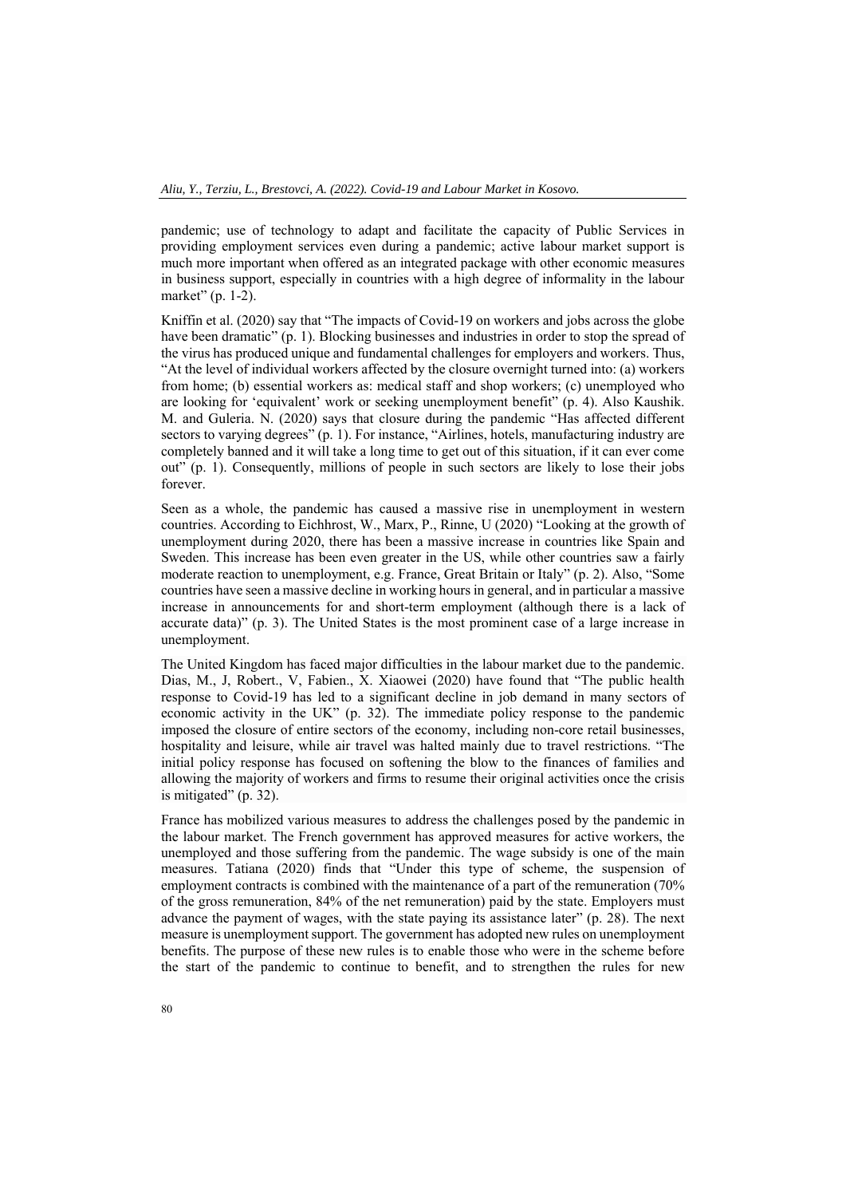pandemic; use of technology to adapt and facilitate the capacity of Public Services in providing employment services even during a pandemic; active labour market support is much more important when offered as an integrated package with other economic measures in business support, especially in countries with a high degree of informality in the labour market" (p. 1-2).

Kniffin et al. (2020) say that "The impacts of Covid-19 on workers and jobs across the globe have been dramatic" (p. 1). Blocking businesses and industries in order to stop the spread of the virus has produced unique and fundamental challenges for employers and workers. Thus, "At the level of individual workers affected by the closure overnight turned into: (a) workers from home; (b) essential workers as: medical staff and shop workers; (c) unemployed who are looking for 'equivalent' work or seeking unemployment benefit" (p. 4). Also Kaushik. M. and Guleria. N. (2020) says that closure during the pandemic "Has affected different sectors to varying degrees" (p. 1). For instance, "Airlines, hotels, manufacturing industry are completely banned and it will take a long time to get out of this situation, if it can ever come out" (p. 1). Consequently, millions of people in such sectors are likely to lose their jobs forever.

Seen as a whole, the pandemic has caused a massive rise in unemployment in western countries. According to Eichhrost, W., Marx, P., Rinne, U (2020) "Looking at the growth of unemployment during 2020, there has been a massive increase in countries like Spain and Sweden. This increase has been even greater in the US, while other countries saw a fairly moderate reaction to unemployment, e.g. France, Great Britain or Italy" (p. 2). Also, "Some countries have seen a massive decline in working hours in general, and in particular a massive increase in announcements for and short-term employment (although there is a lack of accurate data)" (p. 3). The United States is the most prominent case of a large increase in unemployment.

The United Kingdom has faced major difficulties in the labour market due to the pandemic. Dias, M., J, Robert., V, Fabien., X. Xiaowei (2020) have found that "The public health response to Covid-19 has led to a significant decline in job demand in many sectors of economic activity in the UK" (p. 32). The immediate policy response to the pandemic imposed the closure of entire sectors of the economy, including non-core retail businesses, hospitality and leisure, while air travel was halted mainly due to travel restrictions. "The initial policy response has focused on softening the blow to the finances of families and allowing the majority of workers and firms to resume their original activities once the crisis is mitigated" (p. 32).

France has mobilized various measures to address the challenges posed by the pandemic in the labour market. The French government has approved measures for active workers, the unemployed and those suffering from the pandemic. The wage subsidy is one of the main measures. Tatiana (2020) finds that "Under this type of scheme, the suspension of employment contracts is combined with the maintenance of a part of the remuneration (70% of the gross remuneration, 84% of the net remuneration) paid by the state. Employers must advance the payment of wages, with the state paying its assistance later" (p. 28). The next measure is unemployment support. The government has adopted new rules on unemployment benefits. The purpose of these new rules is to enable those who were in the scheme before the start of the pandemic to continue to benefit, and to strengthen the rules for new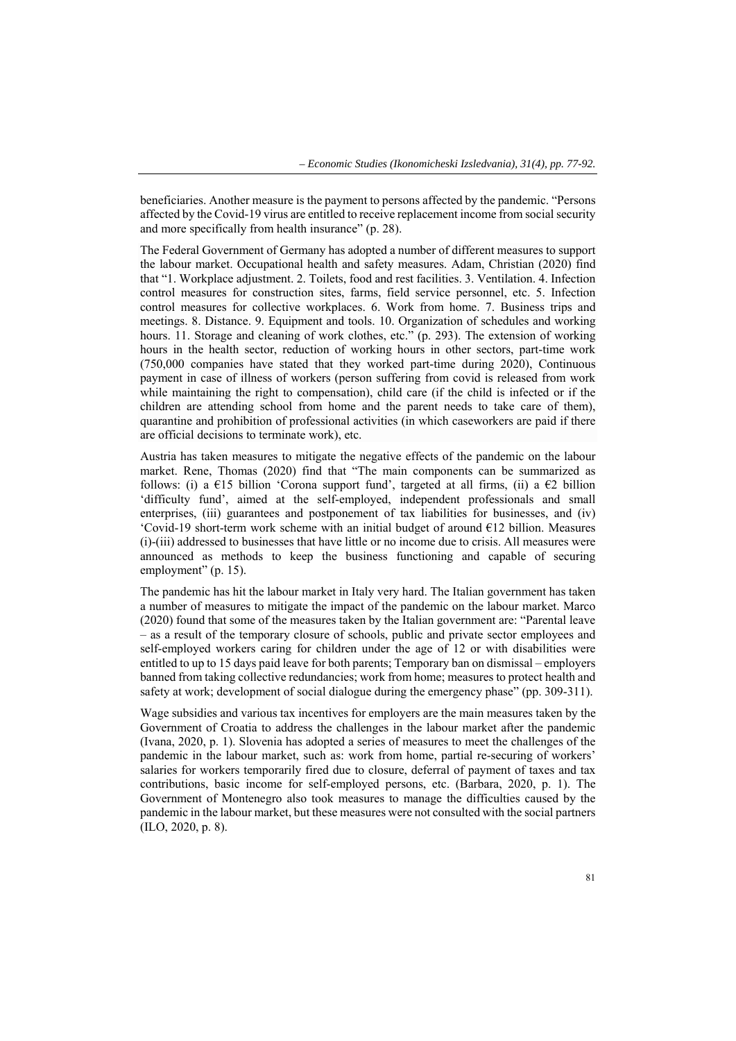beneficiaries. Another measure is the payment to persons affected by the pandemic. "Persons affected by the Covid-19 virus are entitled to receive replacement income from social security and more specifically from health insurance" (p. 28).

The Federal Government of Germany has adopted a number of different measures to support the labour market. Occupational health and safety measures. Adam, Christian (2020) find that "1. Workplace adjustment. 2. Toilets, food and rest facilities. 3. Ventilation. 4. Infection control measures for construction sites, farms, field service personnel, etc. 5. Infection control measures for collective workplaces. 6. Work from home. 7. Business trips and meetings. 8. Distance. 9. Equipment and tools. 10. Organization of schedules and working hours. 11. Storage and cleaning of work clothes, etc." (p. 293). The extension of working hours in the health sector, reduction of working hours in other sectors, part-time work (750,000 companies have stated that they worked part-time during 2020), Continuous payment in case of illness of workers (person suffering from covid is released from work while maintaining the right to compensation), child care (if the child is infected or if the children are attending school from home and the parent needs to take care of them), quarantine and prohibition of professional activities (in which caseworkers are paid if there are official decisions to terminate work), etc.

Austria has taken measures to mitigate the negative effects of the pandemic on the labour market. Rene, Thomas (2020) find that "The main components can be summarized as follows: (i) a €15 billion 'Corona support fund', targeted at all firms, (ii) a €2 billion 'difficulty fund', aimed at the self-employed, independent professionals and small enterprises, (iii) guarantees and postponement of tax liabilities for businesses, and (iv) 'Covid-19 short-term work scheme with an initial budget of around €12 billion. Measures (i)-(iii) addressed to businesses that have little or no income due to crisis. All measures were announced as methods to keep the business functioning and capable of securing employment" (p. 15).

The pandemic has hit the labour market in Italy very hard. The Italian government has taken a number of measures to mitigate the impact of the pandemic on the labour market. Marco (2020) found that some of the measures taken by the Italian government are: "Parental leave – as a result of the temporary closure of schools, public and private sector employees and self-employed workers caring for children under the age of 12 or with disabilities were entitled to up to 15 days paid leave for both parents; Temporary ban on dismissal – employers banned from taking collective redundancies; work from home; measures to protect health and safety at work; development of social dialogue during the emergency phase" (pp. 309-311).

Wage subsidies and various tax incentives for employers are the main measures taken by the Government of Croatia to address the challenges in the labour market after the pandemic (Ivana, 2020, p. 1). Slovenia has adopted a series of measures to meet the challenges of the pandemic in the labour market, such as: work from home, partial re-securing of workers' salaries for workers temporarily fired due to closure, deferral of payment of taxes and tax contributions, basic income for self-employed persons, etc. (Barbara, 2020, p. 1). The Government of Montenegro also took measures to manage the difficulties caused by the pandemic in the labour market, but these measures were not consulted with the social partners (ILO, 2020, p. 8).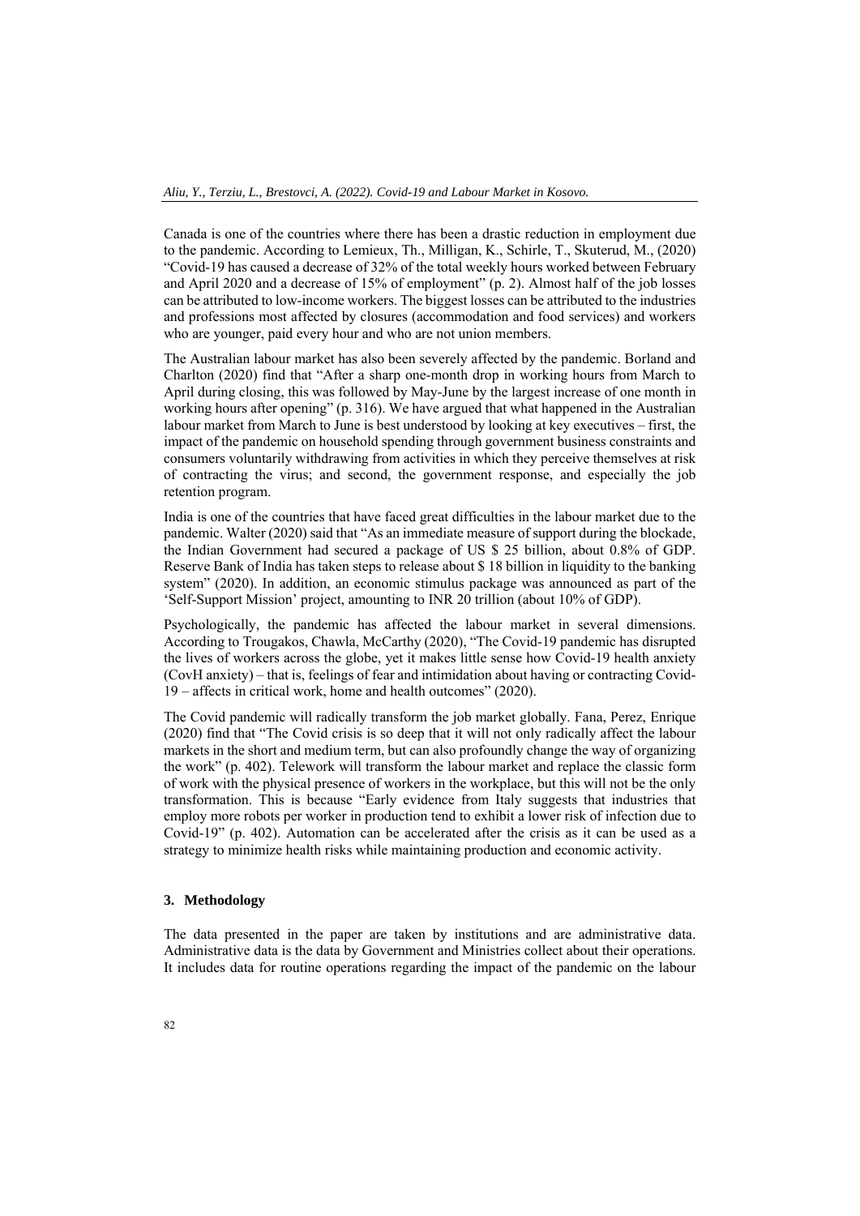Canada is one of the countries where there has been a drastic reduction in employment due to the pandemic. According to Lemieux, Th., Milligan, K., Schirle, T., Skuterud, M., (2020) "Covid-19 has caused a decrease of 32% of the total weekly hours worked between February and April 2020 and a decrease of 15% of employment" (p. 2). Almost half of the job losses can be attributed to low-income workers. The biggest losses can be attributed to the industries and professions most affected by closures (accommodation and food services) and workers who are younger, paid every hour and who are not union members.

The Australian labour market has also been severely affected by the pandemic. Borland and Charlton (2020) find that "After a sharp one-month drop in working hours from March to April during closing, this was followed by May-June by the largest increase of one month in working hours after opening" (p. 316). We have argued that what happened in the Australian labour market from March to June is best understood by looking at key executives – first, the impact of the pandemic on household spending through government business constraints and consumers voluntarily withdrawing from activities in which they perceive themselves at risk of contracting the virus; and second, the government response, and especially the job retention program.

India is one of the countries that have faced great difficulties in the labour market due to the pandemic. Walter (2020) said that "As an immediate measure of support during the blockade, the Indian Government had secured a package of US $ 25 billion, about 0.8% of GDP. Reserve Bank of India has taken steps to release about $ 18 billion in liquidity to the banking system" (2020). In addition, an economic stimulus package was announced as part of the 'Self-Support Mission' project, amounting to INR 20 trillion (about 10% of GDP).

Psychologically, the pandemic has affected the labour market in several dimensions. According to Trougakos, Chawla, McCarthy (2020), "The Covid-19 pandemic has disrupted the lives of workers across the globe, yet it makes little sense how Covid-19 health anxiety (CovH anxiety) – that is, feelings of fear and intimidation about having or contracting Covid-19 – affects in critical work, home and health outcomes" (2020).

The Covid pandemic will radically transform the job market globally. Fana, Perez, Enrique (2020) find that "The Covid crisis is so deep that it will not only radically affect the labour markets in the short and medium term, but can also profoundly change the way of organizing the work" (p. 402). Telework will transform the labour market and replace the classic form of work with the physical presence of workers in the workplace, but this will not be the only transformation. This is because "Early evidence from Italy suggests that industries that employ more robots per worker in production tend to exhibit a lower risk of infection due to Covid-19" (p. 402). Automation can be accelerated after the crisis as it can be used as a strategy to minimize health risks while maintaining production and economic activity.

## 3. Methodology

The data presented in the paper are taken by institutions and are administrative data. Administrative data is the data by Government and Ministries collect about their operations. It includes data for routine operations regarding the impact of the pandemic on the labour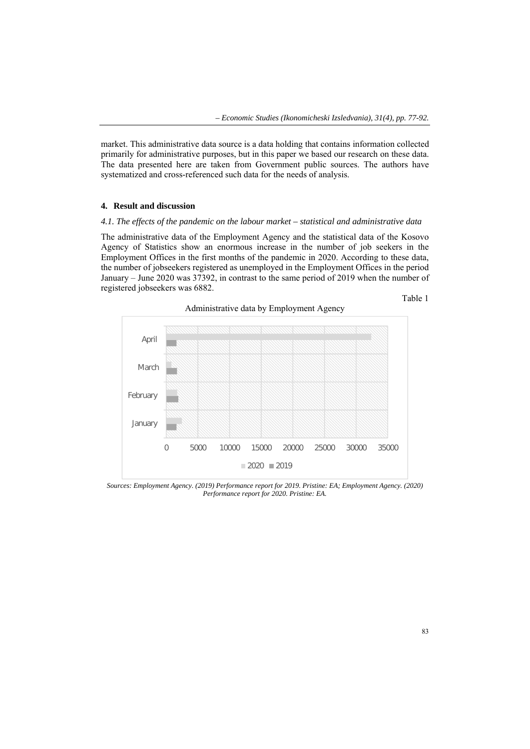market. This administrative data source is a data holding that contains information collected primarily for administrative purposes, but in this paper we based our research on these data. The data presented here are taken from Government public sources. The authors have systematized and cross-referenced such data for the needs of analysis.

## 4. Result and discussion

### *4.1. The effects of the pandemic on the labour market – statistical and administrative data*

The administrative data of the Employment Agency and the statistical data of the Kosovo Agency of Statistics show an enormous increase in the number of job seekers in the Employment Offices in the first months of the pandemic in 2020. According to these data, the number of jobseekers registered as unemployed in the Employment Offices in the period January – June 2020 was 37392, in contrast to the same period of 2019 when the number of registered jobseekers was 6882.

Table 1

Administrative data by Employment Agency

*Sources: Employment Agency. (2019) Performance report for 2019. Pristine: EA; Employment Agency. (2020) Performance report for 2020. Pristine: EA.*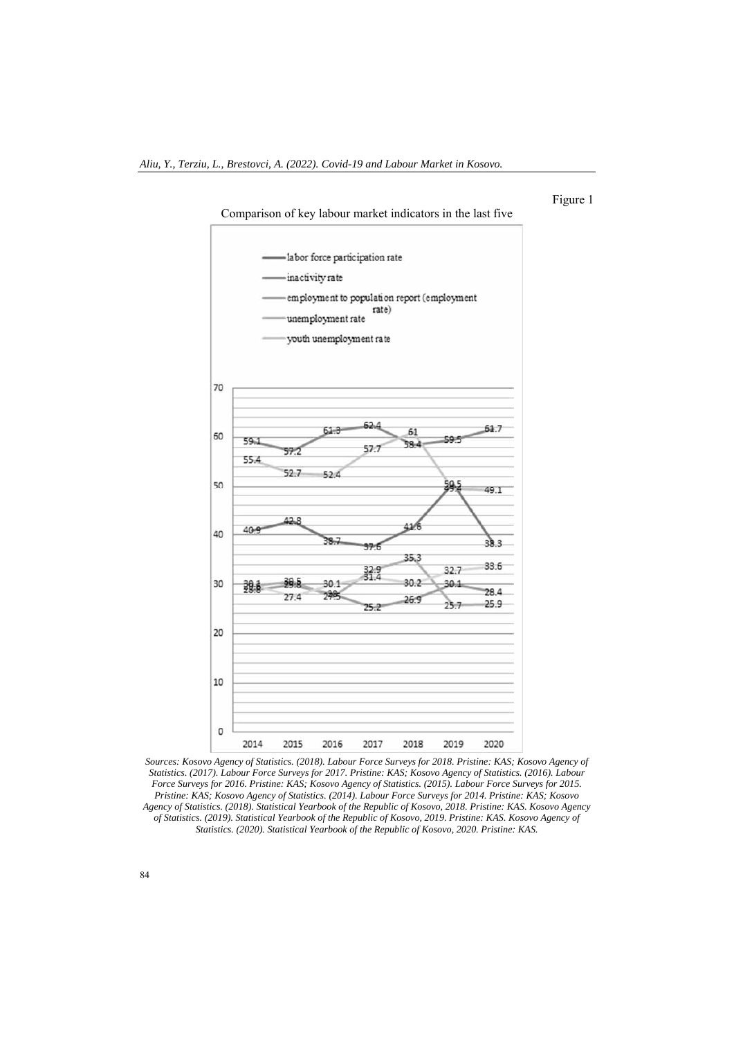Figure 1

Comparison of key labour market indicators in the last five

- labor force participation rate
- inactivity rate
- employment to population report (employment rate)
- unemployment rate
- youth unemployment rate

*Sources: Kosovo Agency of Statistics. (2018). Labour Force Surveys for 2018. Pristine: KAS; Kosovo Agency of Statistics. (2017). Labour Force Surveys for 2017. Pristine: KAS; Kosovo Agency of Statistics. (2016). Labour Force Surveys for 2016. Pristine: KAS; Kosovo Agency of Statistics. (2015). Labour Force Surveys for 2015. Pristine: KAS; Kosovo Agency of Statistics. (2014). Labour Force Surveys for 2014. Pristine: KAS; Kosovo Agency of Statistics. (2018). Statistical Yearbook of the Republic of Kosovo, 2018. Pristine: KAS. Kosovo Agency of Statistics. (2019). Statistical Yearbook of the Republic of Kosovo, 2019. Pristine: KAS. Kosovo Agency of Statistics. (2020). Statistical Yearbook of the Republic of Kosovo, 2020. Pristine: KAS.*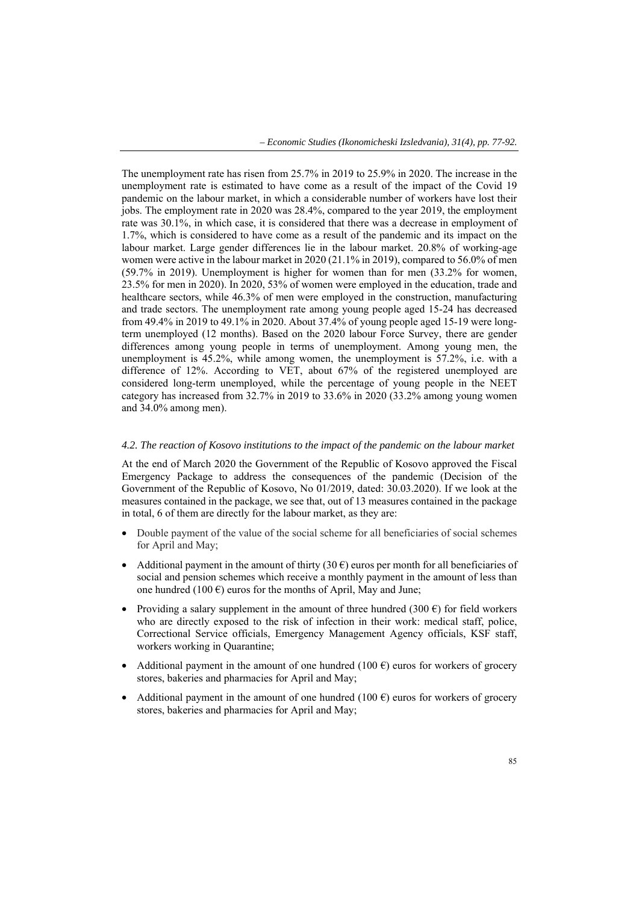The unemployment rate has risen from 25.7% in 2019 to 25.9% in 2020. The increase in the unemployment rate is estimated to have come as a result of the impact of the Covid 19 pandemic on the labour market, in which a considerable number of workers have lost their jobs. The employment rate in 2020 was 28.4%, compared to the year 2019, the employment rate was 30.1%, in which case, it is considered that there was a decrease in employment of 1.7%, which is considered to have come as a result of the pandemic and its impact on the labour market. Large gender differences lie in the labour market. 20.8% of working-age women were active in the labour market in 2020 (21.1% in 2019), compared to 56.0% of men (59.7% in 2019). Unemployment is higher for women than for men (33.2% for women, 23.5% for men in 2020). In 2020, 53% of women were employed in the education, trade and healthcare sectors, while 46.3% of men were employed in the construction, manufacturing and trade sectors. The unemployment rate among young people aged 15-24 has decreased from 49.4% in 2019 to 49.1% in 2020. About 37.4% of young people aged 15-19 were long-term unemployed (12 months). Based on the 2020 labour Force Survey, there are gender differences among young people in terms of unemployment. Among young men, the unemployment is 45.2%, while among women, the unemployment is 57.2%, i.e. with a difference of 12%. According to VET, about 67% of the registered unemployed are considered long-term unemployed, while the percentage of young people in the NEET category has increased from 32.7% in 2019 to 33.6% in 2020 (33.2% among young women and 34.0% among men).

### *4.2. The reaction of Kosovo institutions to the impact of the pandemic on the labour market*

At the end of March 2020 the Government of the Republic of Kosovo approved the Fiscal Emergency Package to address the consequences of the pandemic (Decision of the Government of the Republic of Kosovo, No 01/2019, dated: 30.03.2020). If we look at the measures contained in the package, we see that, out of 13 measures contained in the package in total, 6 of them are directly for the labour market, as they are:

- Double payment of the value of the social scheme for all beneficiaries of social schemes for April and May;
- Additional payment in the amount of thirty (30 €) euros per month for all beneficiaries of social and pension schemes which receive a monthly payment in the amount of less than one hundred (100 €) euros for the months of April, May and June;
- Providing a salary supplement in the amount of three hundred (300 €) for field workers who are directly exposed to the risk of infection in their work: medical staff, police, Correctional Service officials, Emergency Management Agency officials, KSF staff, workers working in Quarantine;
- Additional payment in the amount of one hundred (100 €) euros for workers of grocery stores, bakeries and pharmacies for April and May;
- Additional payment in the amount of one hundred (100 €) euros for workers of grocery stores, bakeries and pharmacies for April and May;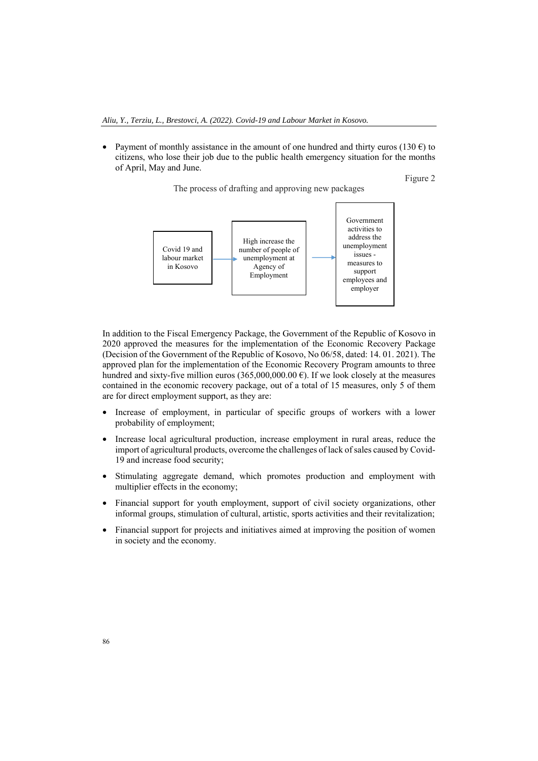- Payment of monthly assistance in the amount of one hundred and thirty euros (130 €) to citizens, who lose their job due to the public health emergency situation for the months of April, May and June.

Figure 2

The process of drafting and approving new packages

Covid 19 and labour market in Kosovo → High increase the number of people of unemployment at Agency of Employment → Government activities to address the unemployment issues - measures to support employees and employer

In addition to the Fiscal Emergency Package, the Government of the Republic of Kosovo in 2020 approved the measures for the implementation of the Economic Recovery Package (Decision of the Government of the Republic of Kosovo, No 06/58, dated: 14. 01. 2021). The approved plan for the implementation of the Economic Recovery Program amounts to three hundred and sixty-five million euros (365,000,000.00 €). If we look closely at the measures contained in the economic recovery package, out of a total of 15 measures, only 5 of them are for direct employment support, as they are:

- Increase of employment, in particular of specific groups of workers with a lower probability of employment;
- Increase local agricultural production, increase employment in rural areas, reduce the import of agricultural products, overcome the challenges of lack of sales caused by Covid-19 and increase food security;
- Stimulating aggregate demand, which promotes production and employment with multiplier effects in the economy;
- Financial support for youth employment, support of civil society organizations, other informal groups, stimulation of cultural, artistic, sports activities and their revitalization;
- Financial support for projects and initiatives aimed at improving the position of women in society and the economy.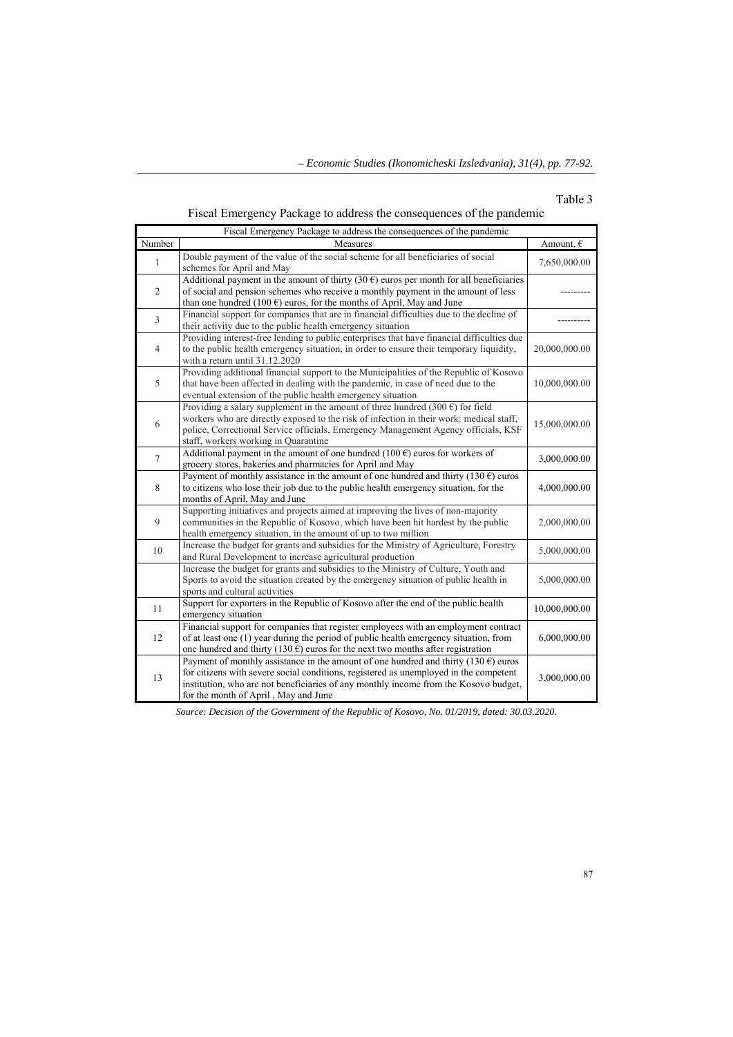Table 3

Fiscal Emergency Package to address the consequences of the pandemic

| Fiscal Emergency Package to address the consequences of the pandemic | | |
|---|---|---|
| Number | Measures | Amount, € |
| 1 | Double payment of the value of the social scheme for all beneficiaries of social schemes for April and May | 7,650,000.00 |
| 2 | Additional payment in the amount of thirty (30 €) euros per month for all beneficiaries of social and pension schemes who receive a monthly payment in the amount of less than one hundred (100 €) euros, for the months of April, May and June | --------- |
| 3 | Financial support for companies that are in financial difficulties due to the decline of their activity due to the public health emergency situation | ---------- |
| 4 | Providing interest-free lending to public enterprises that have financial difficulties due to the public health emergency situation, in order to ensure their temporary liquidity, with a return until 31.12.2020 | 20,000,000.00 |
| 5 | Providing additional financial support to the Municipalities of the Republic of Kosovo that have been affected in dealing with the pandemic, in case of need due to the eventual extension of the public health emergency situation | 10,000,000.00 |
| 6 | Providing a salary supplement in the amount of three hundred (300 €) for field workers who are directly exposed to the risk of infection in their work: medical staff, police, Correctional Service officials, Emergency Management Agency officials, KSF staff, workers working in Quarantine | 15,000,000.00 |
| 7 | Additional payment in the amount of one hundred (100 €) euros for workers of grocery stores, bakeries and pharmacies for April and May | 3,000,000.00 |
| 8 | Payment of monthly assistance in the amount of one hundred and thirty (130 €) euros to citizens who lose their job due to the public health emergency situation, for the months of April, May and June | 4,000,000.00 |
| 9 | Supporting initiatives and projects aimed at improving the lives of non-majority communities in the Republic of Kosovo, which have been hit hardest by the public health emergency situation, in the amount of up to two million | 2,000,000.00 |
| 10 | Increase the budget for grants and subsidies for the Ministry of Agriculture, Forestry and Rural Development to increase agricultural production | 5,000,000.00 |
| | Increase the budget for grants and subsidies to the Ministry of Culture, Youth and Sports to avoid the situation created by the emergency situation of public health in sports and cultural activities | 5,000,000.00 |
| 11 | Support for exporters in the Republic of Kosovo after the end of the public health emergency situation | 10,000,000.00 |
| 12 | Financial support for companies that register employees with an employment contract of at least one (1) year during the period of public health emergency situation, from one hundred and thirty (130 €) euros for the next two months after registration | 6,000,000.00 |
| 13 | Payment of monthly assistance in the amount of one hundred and thirty (130 €) euros for citizens with severe social conditions, registered as unemployed in the competent institution, who are not beneficiaries of any monthly income from the Kosovo budget, for the month of April , May and June | 3,000,000.00 |

*Source: Decision of the Government of the Republic of Kosovo, No. 01/2019, dated: 30.03.2020.*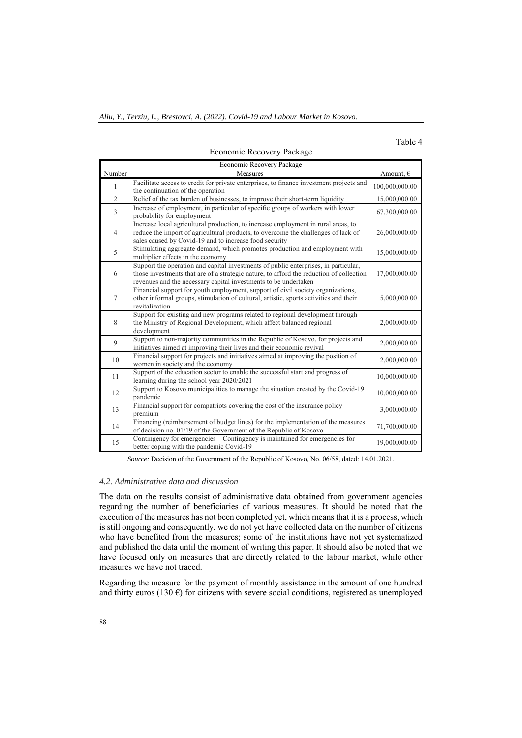Table 4

Economic Recovery Package

| Economic Recovery Package | | |
|---|---|---|
| Number | Measures | Amount, € |
| 1 | Facilitate access to credit for private enterprises, to finance investment projects and the continuation of the operation | 100,000,000.00 |
| 2 | Relief of the tax burden of businesses, to improve their short-term liquidity | 15,000,000.00 |
| 3 | Increase of employment, in particular of specific groups of workers with lower probability for employment | 67,300,000.00 |
| 4 | Increase local agricultural production, to increase employment in rural areas, to reduce the import of agricultural products, to overcome the challenges of lack of sales caused by Covid-19 and to increase food security | 26,000,000.00 |
| 5 | Stimulating aggregate demand, which promotes production and employment with multiplier effects in the economy | 15,000,000.00 |
| 6 | Support the operation and capital investments of public enterprises, in particular, those investments that are of a strategic nature, to afford the reduction of collection revenues and the necessary capital investments to be undertaken | 17,000,000.00 |
| 7 | Financial support for youth employment, support of civil society organizations, other informal groups, stimulation of cultural, artistic, sports activities and their revitalization | 5,000,000.00 |
| 8 | Support for existing and new programs related to regional development through the Ministry of Regional Development, which affect balanced regional development | 2,000,000.00 |
| 9 | Support to non-majority communities in the Republic of Kosovo, for projects and initiatives aimed at improving their lives and their economic revival | 2,000,000.00 |
| 10 | Financial support for projects and initiatives aimed at improving the position of women in society and the economy | 2,000,000.00 |
| 11 | Support of the education sector to enable the successful start and progress of learning during the school year 2020/2021 | 10,000,000.00 |
| 12 | Support to Kosovo municipalities to manage the situation created by the Covid-19 pandemic | 10,000,000.00 |
| 13 | Financial support for compatriots covering the cost of the insurance policy premium | 3,000,000.00 |
| 14 | Financing (reimbursement of budget lines) for the implementation of the measures of decision no. 01/19 of the Government of the Republic of Kosovo | 71,700,000.00 |
| 15 | Contingency for emergencies – Contingency is maintained for emergencies for better coping with the pandemic Covid-19 | 19,000,000.00 |

*Source:* Decision of the Government of the Republic of Kosovo, No. 06/58, dated: 14.01.2021.

### *4.2. Administrative data and discussion*

The data on the results consist of administrative data obtained from government agencies regarding the number of beneficiaries of various measures. It should be noted that the execution of the measures has not been completed yet, which means that it is a process, which is still ongoing and consequently, we do not yet have collected data on the number of citizens who have benefited from the measures; some of the institutions have not yet systematized and published the data until the moment of writing this paper. It should also be noted that we have focused only on measures that are directly related to the labour market, while other measures we have not traced.

Regarding the measure for the payment of monthly assistance in the amount of one hundred and thirty euros (130 €) for citizens with severe social conditions, registered as unemployed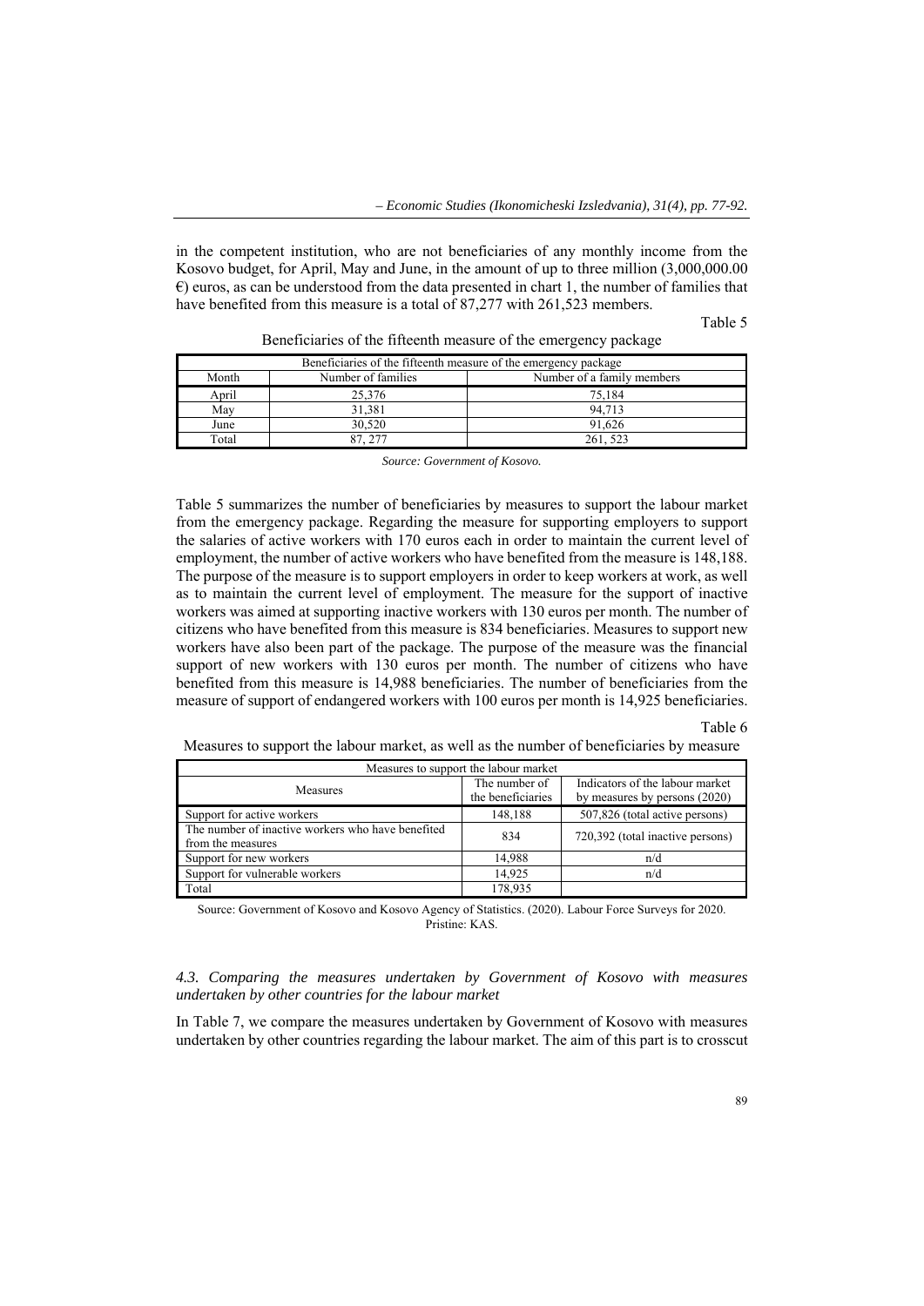in the competent institution, who are not beneficiaries of any monthly income from the Kosovo budget, for April, May and June, in the amount of up to three million (3,000,000.00 €) euros, as can be understood from the data presented in chart 1, the number of families that have benefited from this measure is a total of 87,277 with 261,523 members.

Table 5

Beneficiaries of the fifteenth measure of the emergency package

| Beneficiaries of the fifteenth measure of the emergency package | | |
|---|---|---|
| Month | Number of families | Number of a family members |
| April | 25,376 | 75,184 |
| May | 31,381 | 94,713 |
| June | 30,520 | 91,626 |
| Total | 87, 277 | 261, 523 |

*Source: Government of Kosovo.*

Table 5 summarizes the number of beneficiaries by measures to support the labour market from the emergency package. Regarding the measure for supporting employers to support the salaries of active workers with 170 euros each in order to maintain the current level of employment, the number of active workers who have benefited from the measure is 148,188. The purpose of the measure is to support employers in order to keep workers at work, as well as to maintain the current level of employment. The measure for the support of inactive workers was aimed at supporting inactive workers with 130 euros per month. The number of citizens who have benefited from this measure is 834 beneficiaries. Measures to support new workers have also been part of the package. The purpose of the measure was the financial support of new workers with 130 euros per month. The number of citizens who have benefited from this measure is 14,988 beneficiaries. The number of beneficiaries from the measure of support of endangered workers with 100 euros per month is 14,925 beneficiaries.

Table 6

Measures to support the labour market, as well as the number of beneficiaries by measure

| Measures to support the labour market | | |
|---|---|---|
| Measures | The number of the beneficiaries | Indicators of the labour market by measures by persons (2020) |
| Support for active workers | 148,188 | 507,826 (total active persons) |
| The number of inactive workers who have benefited from the measures | 834 | 720,392 (total inactive persons) |
| Support for new workers | 14,988 | n/d |
| Support for vulnerable workers | 14,925 | n/d |
| Total | 178,935 | |

Source: Government of Kosovo and Kosovo Agency of Statistics. (2020). Labour Force Surveys for 2020. Pristine: KAS.

### *4.3. Comparing the measures undertaken by Government of Kosovo with measures undertaken by other countries for the labour market*

In Table 7, we compare the measures undertaken by Government of Kosovo with measures undertaken by other countries regarding the labour market. The aim of this part is to crosscut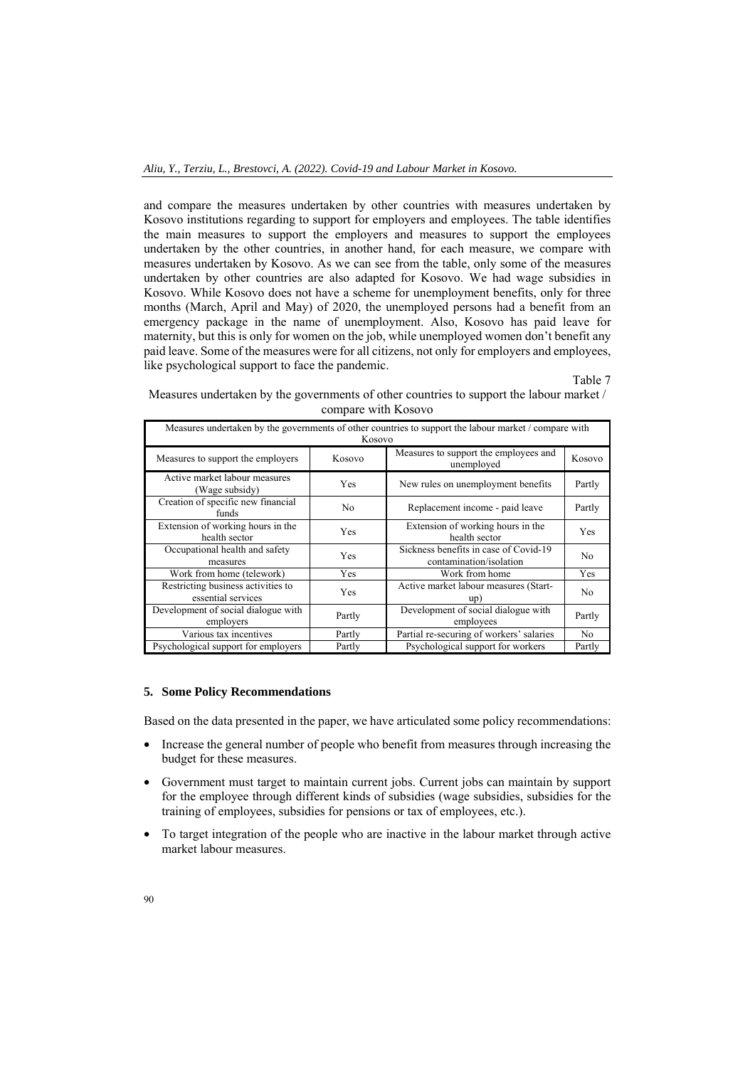and compare the measures undertaken by other countries with measures undertaken by Kosovo institutions regarding to support for employers and employees. The table identifies the main measures to support the employers and measures to support the employees undertaken by the other countries, in another hand, for each measure, we compare with measures undertaken by Kosovo. As we can see from the table, only some of the measures undertaken by other countries are also adapted for Kosovo. We had wage subsidies in Kosovo. While Kosovo does not have a scheme for unemployment benefits, only for three months (March, April and May) of 2020, the unemployed persons had a benefit from an emergency package in the name of unemployment. Also, Kosovo has paid leave for maternity, but this is only for women on the job, while unemployed women don't benefit any paid leave. Some of the measures were for all citizens, not only for employers and employees, like psychological support to face the pandemic.

Table 7

Measures undertaken by the governments of other countries to support the labour market / compare with Kosovo

| Measures undertaken by the governments of other countries to support the labour market / compare with Kosovo | | | |
|---|---|---|---|
| Measures to support the employers | Kosovo | Measures to support the employees and unemployed | Kosovo |
| Active market labour measures (Wage subsidy) | Yes | New rules on unemployment benefits | Partly |
| Creation of specific new financial funds | No | Replacement income - paid leave | Partly |
| Extension of working hours in the health sector | Yes | Extension of working hours in the health sector | Yes |
| Occupational health and safety measures | Yes | Sickness benefits in case of Covid-19 contamination/isolation | No |
| Work from home (telework) | Yes | Work from home | Yes |
| Restricting business activities to essential services | Yes | Active market labour measures (Start-up) | No |
| Development of social dialogue with employers | Partly | Development of social dialogue with employees | Partly |
| Various tax incentives | Partly | Partial re-securing of workers' salaries | No |
| Psychological support for employers | Partly | Psychological support for workers | Partly |

## 5. Some Policy Recommendations

Based on the data presented in the paper, we have articulated some policy recommendations:

- Increase the general number of people who benefit from measures through increasing the budget for these measures.
- Government must target to maintain current jobs. Current jobs can maintain by support for the employee through different kinds of subsidies (wage subsidies, subsidies for the training of employees, subsidies for pensions or tax of employees, etc.).
- To target integration of the people who are inactive in the labour market through active market labour measures.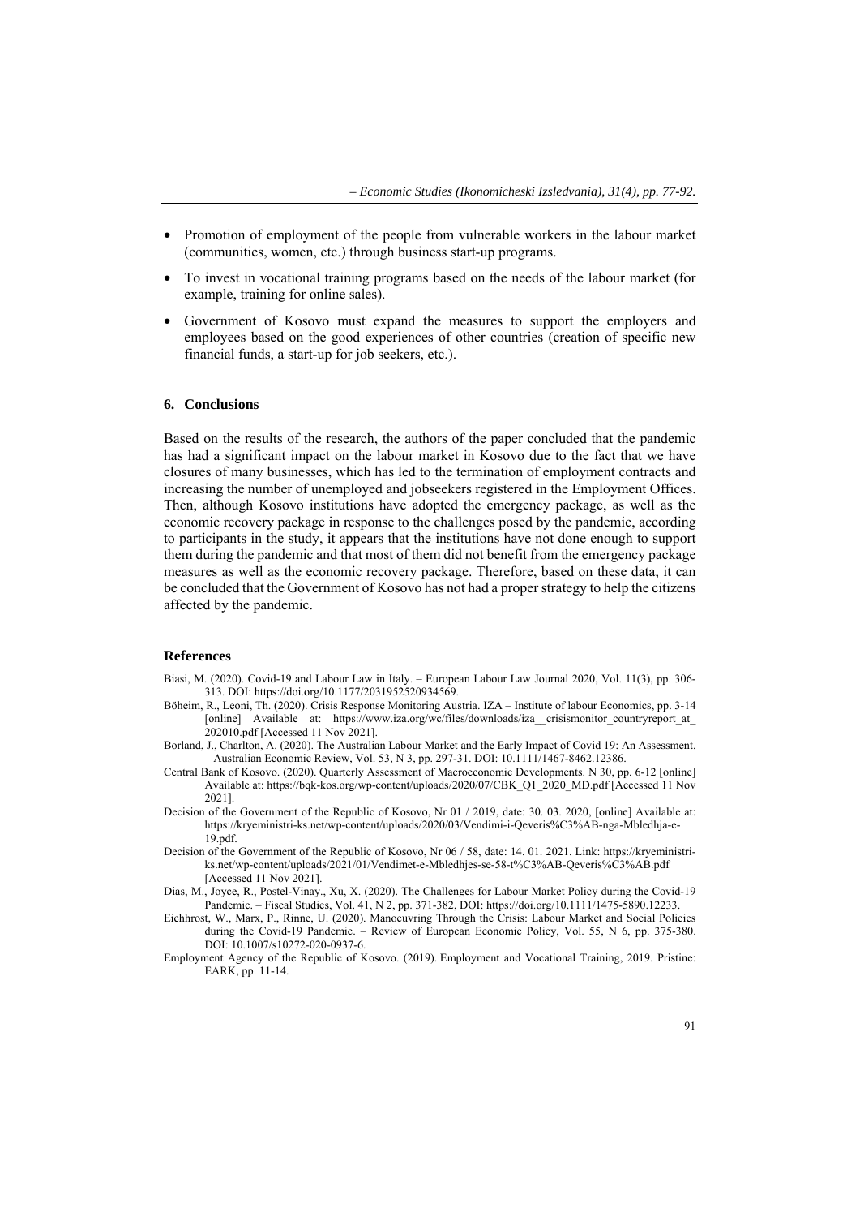- Promotion of employment of the people from vulnerable workers in the labour market (communities, women, etc.) through business start-up programs.
- To invest in vocational training programs based on the needs of the labour market (for example, training for online sales).
- Government of Kosovo must expand the measures to support the employers and employees based on the good experiences of other countries (creation of specific new financial funds, a start-up for job seekers, etc.).

## 6. Conclusions

Based on the results of the research, the authors of the paper concluded that the pandemic has had a significant impact on the labour market in Kosovo due to the fact that we have closures of many businesses, which has led to the termination of employment contracts and increasing the number of unemployed and jobseekers registered in the Employment Offices. Then, although Kosovo institutions have adopted the emergency package, as well as the economic recovery package in response to the challenges posed by the pandemic, according to participants in the study, it appears that the institutions have not done enough to support them during the pandemic and that most of them did not benefit from the emergency package measures as well as the economic recovery package. Therefore, based on these data, it can be concluded that the Government of Kosovo has not had a proper strategy to help the citizens affected by the pandemic.

## References

Biasi, M. (2020). Covid-19 and Labour Law in Italy. – European Labour Law Journal 2020, Vol. 11(3), pp. 306-313. DOI: https://doi.org/10.1177/2031952520934569.

Böheim, R., Leoni, Th. (2020). Crisis Response Monitoring Austria. IZA – Institute of labour Economics, pp. 3-14 [online] Available at: https://www.iza.org/wc/files/downloads/iza__crisismonitor_countryreport_at_202010.pdf [Accessed 11 Nov 2021].

Borland, J., Charlton, A. (2020). The Australian Labour Market and the Early Impact of Covid 19: An Assessment. – Australian Economic Review, Vol. 53, N 3, pp. 297-31. DOI: 10.1111/1467-8462.12386.

Central Bank of Kosovo. (2020). Quarterly Assessment of Macroeconomic Developments. N 30, pp. 6-12 [online] Available at: https://bqk-kos.org/wp-content/uploads/2020/07/CBK_Q1_2020_MD.pdf [Accessed 11 Nov 2021].

Decision of the Government of the Republic of Kosovo, Nr 01 / 2019, date: 30. 03. 2020, [online] Available at: https://kryeministri-ks.net/wp-content/uploads/2020/03/Vendimi-i-Qeveris%C3%AB-nga-Mbledhja-e-19.pdf.

Decision of the Government of the Republic of Kosovo, Nr 06 / 58, date: 14. 01. 2021. Link: https://kryeministri-ks.net/wp-content/uploads/2021/01/Vendimet-e-Mbledhjes-se-58-t%C3%AB-Qeveris%C3%AB.pdf [Accessed 11 Nov 2021].

Dias, M., Joyce, R., Postel-Vinay., Xu, X. (2020). The Challenges for Labour Market Policy during the Covid-19 Pandemic. – Fiscal Studies, Vol. 41, N 2, pp. 371-382, DOI: https://doi.org/10.1111/1475-5890.12233.

Eichhrost, W., Marx, P., Rinne, U. (2020). Manoeuvring Through the Crisis: Labour Market and Social Policies during the Covid-19 Pandemic. – Review of European Economic Policy, Vol. 55, N 6, pp. 375-380. DOI: 10.1007/s10272-020-0937-6.

Employment Agency of the Republic of Kosovo. (2019). Employment and Vocational Training, 2019. Pristine: EARK, pp. 11-14.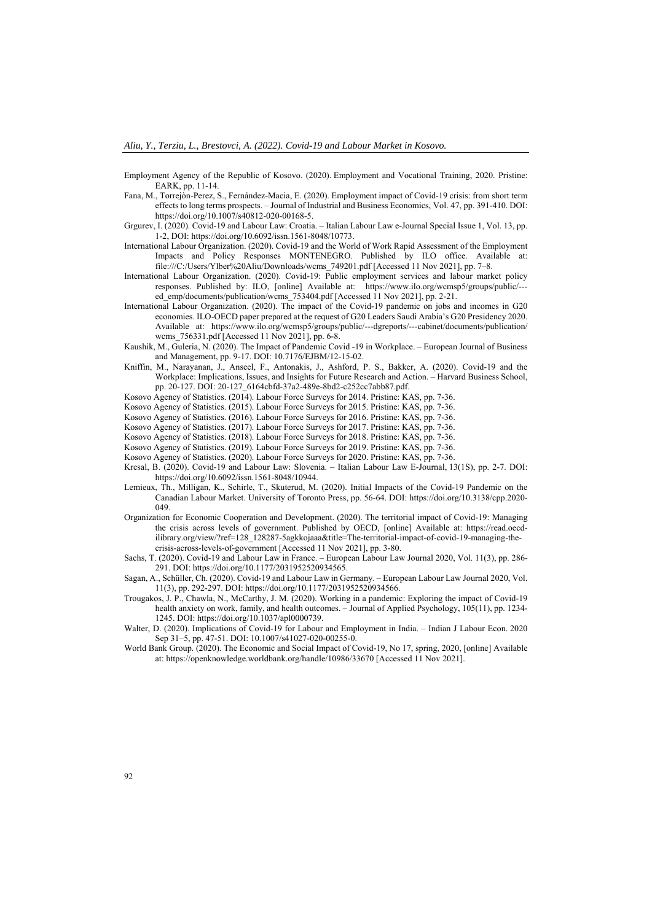Employment Agency of the Republic of Kosovo. (2020). Employment and Vocational Training, 2020. Pristine: EARK, pp. 11-14.

Fana, M., Torrejòn-Perez, S., Fernández-Macia, E. (2020). Employment impact of Covid-19 crisis: from short term effects to long terms prospects. – Journal of Industrial and Business Economics, Vol. 47, pp. 391-410. DOI: https://doi.org/10.1007/s40812-020-00168-5.

Grgurev, I. (2020). Covid-19 and Labour Law: Croatia. – Italian Labour Law e-Journal Special Issue 1, Vol. 13, pp. 1-2, DOI: https://doi.org/10.6092/issn.1561-8048/10773.

International Labour Organization. (2020). Covid-19 and the World of Work Rapid Assessment of the Employment Impacts and Policy Responses MONTENEGRO. Published by ILO office. Available at: file:///C:/Users/Ylber%20Aliu/Downloads/wcms_749201.pdf [Accessed 11 Nov 2021], pp. 7–8.

International Labour Organization. (2020). Covid-19: Public employment services and labour market policy responses. Published by: ILO, [online] Available at: https://www.ilo.org/wcmsp5/groups/public/---ed_emp/documents/publication/wcms_753404.pdf [Accessed 11 Nov 2021], pp. 2-21.

International Labour Organization. (2020). The impact of the Covid-19 pandemic on jobs and incomes in G20 economies. ILO-OECD paper prepared at the request of G20 Leaders Saudi Arabia's G20 Presidency 2020. Available at: https://www.ilo.org/wcmsp5/groups/public/---dgreports/---cabinet/documents/publication/wcms_756331.pdf [Accessed 11 Nov 2021], pp. 6-8.

Kaushik, M., Guleria, N. (2020). The Impact of Pandemic Covid -19 in Workplace. – European Journal of Business and Management, pp. 9-17. DOI: 10.7176/EJBM/12-15-02.

Kniffin, M., Narayanan, J., Anseel, F., Antonakis, J., Ashford, P. S., Bakker, A. (2020). Covid-19 and the Workplace: Implications, Issues, and Insights for Future Research and Action. – Harvard Business School, pp. 20-127. DOI: 20-127_6164cbfd-37a2-489e-8bd2-c252cc7abb87.pdf.

Kosovo Agency of Statistics. (2014). Labour Force Surveys for 2014. Pristine: KAS, pp. 7-36.

Kosovo Agency of Statistics. (2015). Labour Force Surveys for 2015. Pristine: KAS, pp. 7-36.

Kosovo Agency of Statistics. (2016). Labour Force Surveys for 2016. Pristine: KAS, pp. 7-36.

Kosovo Agency of Statistics. (2017). Labour Force Surveys for 2017. Pristine: KAS, pp. 7-36.

Kosovo Agency of Statistics. (2018). Labour Force Surveys for 2018. Pristine: KAS, pp. 7-36.

Kosovo Agency of Statistics. (2019). Labour Force Surveys for 2019. Pristine: KAS, pp. 7-36.

Kosovo Agency of Statistics. (2020). Labour Force Surveys for 2020. Pristine: KAS, pp. 7-36.

Kresal, B. (2020). Covid-19 and Labour Law: Slovenia. – Italian Labour Law E-Journal, 13(1S), pp. 2-7. DOI: https://doi.org/10.6092/issn.1561-8048/10944.

Lemieux, Th., Milligan, K., Schirle, T., Skuterud, M. (2020). Initial Impacts of the Covid-19 Pandemic on the Canadian Labour Market. University of Toronto Press, pp. 56-64. DOI: https://doi.org/10.3138/cpp.2020-049.

Organization for Economic Cooperation and Development. (2020). The territorial impact of Covid-19: Managing the crisis across levels of government. Published by OECD, [online] Available at: https://read.oecd-ilibrary.org/view/?ref=128_128287-5agkkojaaa&title=The-territorial-impact-of-covid-19-managing-the-crisis-across-levels-of-government [Accessed 11 Nov 2021], pp. 3-80.

Sachs, T. (2020). Covid-19 and Labour Law in France. – European Labour Law Journal 2020, Vol. 11(3), pp. 286-291. DOI: https://doi.org/10.1177/2031952520934565.

Sagan, A., Schüller, Ch. (2020). Covid-19 and Labour Law in Germany. – European Labour Law Journal 2020, Vol. 11(3), pp. 292-297. DOI: https://doi.org/10.1177/2031952520934566.

Trougakos, J. P., Chawla, N., McCarthy, J. M. (2020). Working in a pandemic: Exploring the impact of Covid-19 health anxiety on work, family, and health outcomes. – Journal of Applied Psychology, 105(11), pp. 1234-1245. DOI: https://doi.org/10.1037/apl0000739.

Walter, D. (2020). Implications of Covid-19 for Labour and Employment in India. – Indian J Labour Econ. 2020 Sep 31–5, pp. 47-51. DOI: 10.1007/s41027-020-00255-0.

World Bank Group. (2020). The Economic and Social Impact of Covid-19, No 17, spring, 2020, [online] Available at: https://openknowledge.worldbank.org/handle/10986/33670 [Accessed 11 Nov 2021].